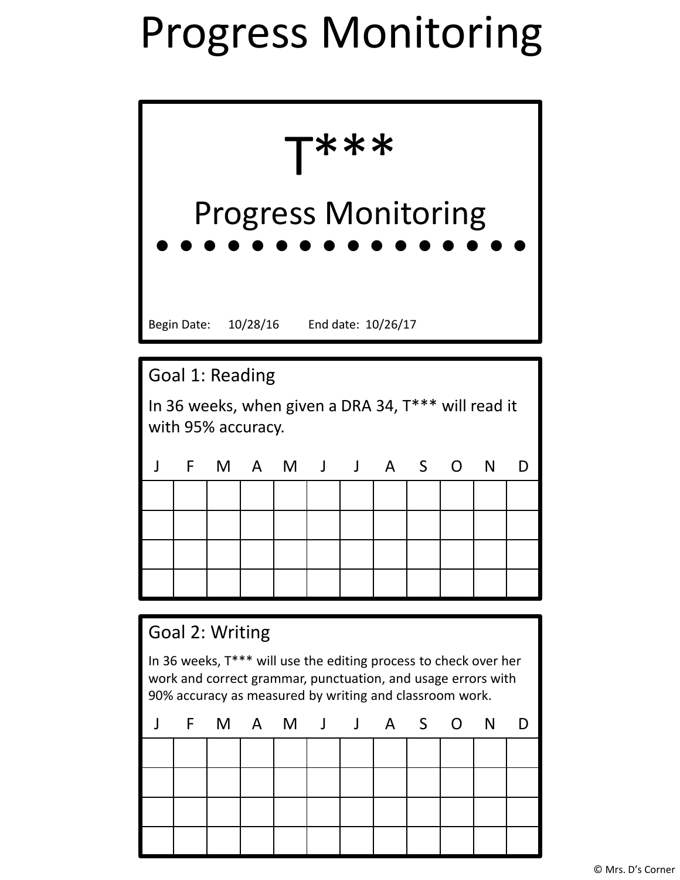# Progress Monitoring

## T***

### Progress Monitoring

● ● ● ● ● ● ● ● ● ● ● ● ● ● ● ●

Begin Date: 10/28/16 End date: 10/26/17

## Goal 1: Reading

In 36 weeks, when given a DRA 34, T*** will read it with 95% accuracy.

| J | F | M | A | M | J | J | A | S | O | N | D |
|---|---|---|---|---|---|---|---|---|---|---|---|
| | | | | | | | | | | | |
| | | | | | | | | | | | |
| | | | | | | | | | | | |
| | | | | | | | | | | | |

## Goal 2: Writing

In 36 weeks, T*** will use the editing process to check over her work and correct grammar, punctuation, and usage errors with 90% accuracy as measured by writing and classroom work.

| J | F | M | A | M | J | J | A | S | O | N | D |
|---|---|---|---|---|---|---|---|---|---|---|---|
| | | | | | | | | | | | |
| | | | | | | | | | | | |
| | | | | | | | | | | | |
| | | | | | | | | | | | |

© Mrs. D's Corner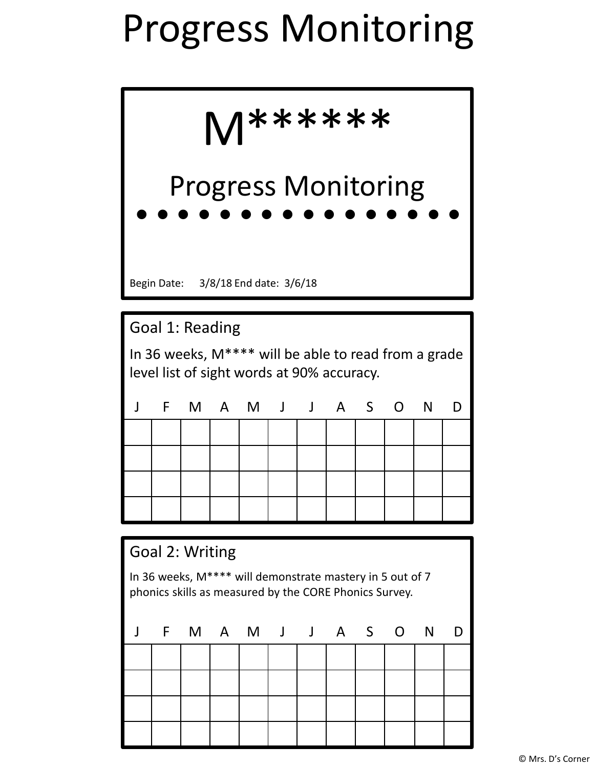# Progress Monitoring

## M******

### Progress Monitoring

● ● ● ● ● ● ● ● ● ● ● ● ● ● ● ●

Begin Date: 3/8/18 End date: 3/6/18

### Goal 1: Reading

In 36 weeks, M**** will be able to read from a grade level list of sight words at 90% accuracy.

| J | F | M | A | M | J | J | A | S | O | N | D |
|---|---|---|---|---|---|---|---|---|---|---|---|
| | | | | | | | | | | | |
| | | | | | | | | | | | |
| | | | | | | | | | | | |
| | | | | | | | | | | | |

### Goal 2: Writing

In 36 weeks, M**** will demonstrate mastery in 5 out of 7 phonics skills as measured by the CORE Phonics Survey.

| J | F | M | A | M | J | J | A | S | O | N | D |
|---|---|---|---|---|---|---|---|---|---|---|---|
| | | | | | | | | | | | |
| | | | | | | | | | | | |
| | | | | | | | | | | | |
| | | | | | | | | | | | |

© Mrs. D's Corner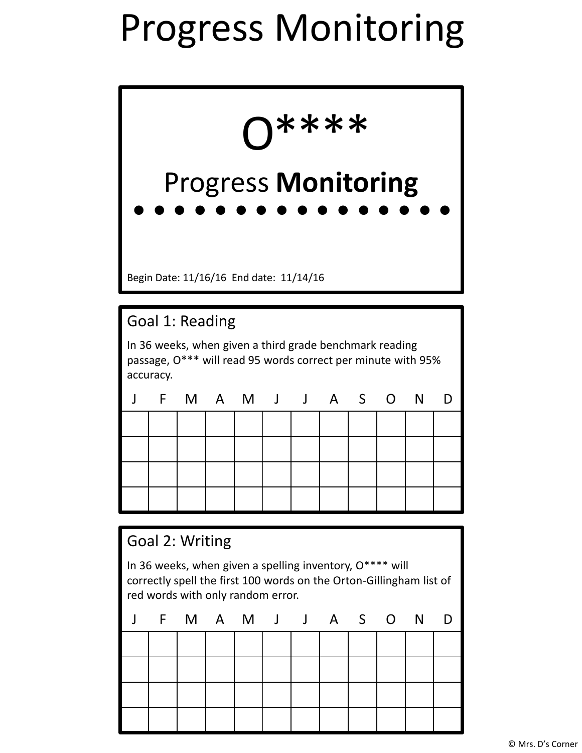# Progress Monitoring

## O****

### Progress **Monitoring**

Begin Date: 11/16/16 End date: 11/14/16

## Goal 1: Reading

In 36 weeks, when given a third grade benchmark reading passage, O*** will read 95 words correct per minute with 95% accuracy.

| J | F | M | A | M | J | J | A | S | O | N | D |
|---|---|---|---|---|---|---|---|---|---|---|---|
| | | | | | | | | | | | |
| | | | | | | | | | | | |
| | | | | | | | | | | | |
| | | | | | | | | | | | |

## Goal 2: Writing

In 36 weeks, when given a spelling inventory, O**** will correctly spell the first 100 words on the Orton-Gillingham list of red words with only random error.

| J | F | M | A | M | J | J | A | S | O | N | D |
|---|---|---|---|---|---|---|---|---|---|---|---|
| | | | | | | | | | | | |
| | | | | | | | | | | | |
| | | | | | | | | | | | |
| | | | | | | | | | | | |

© Mrs. D's Corner